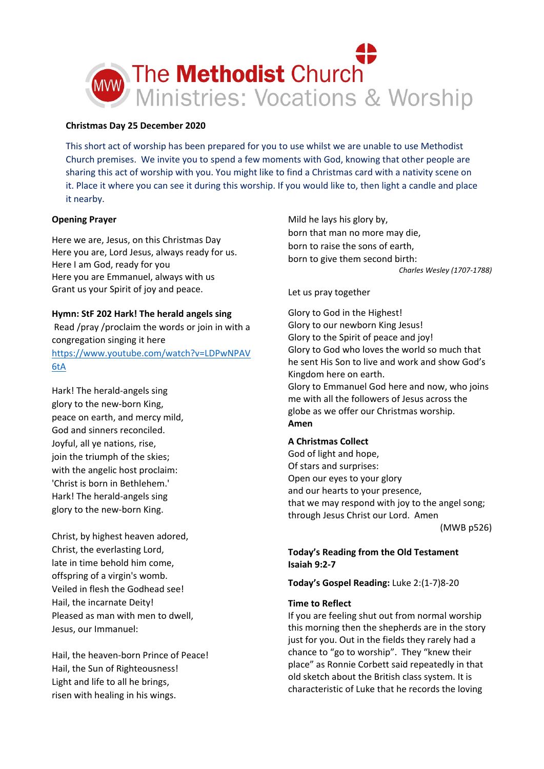The Methodist Church
Ministries: Vocations & Worship

**Christmas Day 25 December 2020**

This short act of worship has been prepared for you to use whilst we are unable to use Methodist Church premises. We invite you to spend a few moments with God, knowing that other people are sharing this act of worship with you. You might like to find a Christmas card with a nativity scene on it. Place it where you can see it during this worship. If you would like to, then light a candle and place it nearby.

**Opening Prayer**

Here we are, Jesus, on this Christmas Day
Here you are, Lord Jesus, always ready for us.
Here I am God, ready for you
Here you are Emmanuel, always with us
Grant us your Spirit of joy and peace.

**Hymn: StF 202 Hark! The herald angels sing**
Read /pray /proclaim the words or join in with a congregation singing it here
https://www.youtube.com/watch?v=LDPwNPAV6tA

Hark! The herald-angels sing
glory to the new-born King,
peace on earth, and mercy mild,
God and sinners reconciled.
Joyful, all ye nations, rise,
join the triumph of the skies;
with the angelic host proclaim:
'Christ is born in Bethlehem.'
Hark! The herald-angels sing
glory to the new-born King.

Christ, by highest heaven adored,
Christ, the everlasting Lord,
late in time behold him come,
offspring of a virgin's womb.
Veiled in flesh the Godhead see!
Hail, the incarnate Deity!
Pleased as man with men to dwell,
Jesus, our Immanuel:

Hail, the heaven-born Prince of Peace!
Hail, the Sun of Righteousness!
Light and life to all he brings,
risen with healing in his wings.
Mild he lays his glory by,
born that man no more may die,
born to raise the sons of earth,
born to give them second birth:

*Charles Wesley (1707-1788)*

Let us pray together

Glory to God in the Highest!
Glory to our newborn King Jesus!
Glory to the Spirit of peace and joy!
Glory to God who loves the world so much that he sent His Son to live and work and show God's Kingdom here on earth.
Glory to Emmanuel God here and now, who joins me with all the followers of Jesus across the globe as we offer our Christmas worship.
**Amen**

**A Christmas Collect**
God of light and hope,
Of stars and surprises:
Open our eyes to your glory
and our hearts to your presence,
that we may respond with joy to the angel song;
through Jesus Christ our Lord. Amen

(MWB p526)

**Today's Reading from the Old Testament**
**Isaiah 9:2-7**

**Today's Gospel Reading:** Luke 2:(1-7)8-20

**Time to Reflect**
If you are feeling shut out from normal worship this morning then the shepherds are in the story just for you. Out in the fields they rarely had a chance to "go to worship". They "knew their place" as Ronnie Corbett said repeatedly in that old sketch about the British class system. It is characteristic of Luke that he records the loving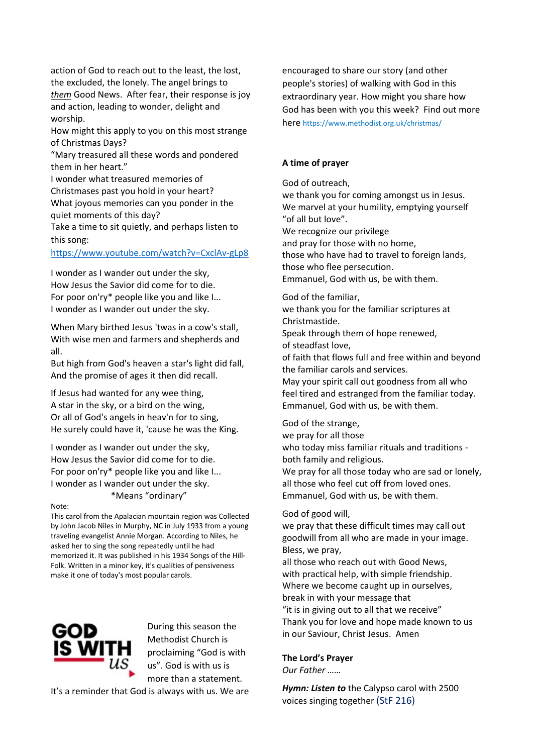action of God to reach out to the least, the lost, the excluded, the lonely. The angel brings to *them* Good News. After fear, their response is joy and action, leading to wonder, delight and worship.

How might this apply to you on this most strange of Christmas Days?

"Mary treasured all these words and pondered them in her heart."

I wonder what treasured memories of Christmases past you hold in your heart?

What joyous memories can you ponder in the quiet moments of this day?

Take a time to sit quietly, and perhaps listen to this song:

https://www.youtube.com/watch?v=CxclAv-gLp8

I wonder as I wander out under the sky,
How Jesus the Savior did come for to die.
For poor on'ry* people like you and like I...
I wonder as I wander out under the sky.

When Mary birthed Jesus 'twas in a cow's stall,
With wise men and farmers and shepherds and all.
But high from God's heaven a star's light did fall,
And the promise of ages it then did recall.

If Jesus had wanted for any wee thing,
A star in the sky, or a bird on the wing,
Or all of God's angels in heav'n for to sing,
He surely could have it, 'cause he was the King.

I wonder as I wander out under the sky,
How Jesus the Savior did come for to die.
For poor on'ry* people like you and like I...
I wonder as I wander out under the sky.

*Means "ordinary"

Note:
This carol from the Apalacian mountain region was Collected by John Jacob Niles in Murphy, NC in July 1933 from a young traveling evangelist Annie Morgan. According to Niles, he asked her to sing the song repeatedly until he had memorized it. It was published in his 1934 Songs of the Hill-Folk. Written in a minor key, it's qualities of pensiveness make it one of today's most popular carols.

GOD IS WITH US

During this season the Methodist Church is proclaiming "God is with us". God is with us is more than a statement. It's a reminder that God is always with us. We are encouraged to share our story (and other people's stories) of walking with God in this extraordinary year. How might you share how God has been with you this week? Find out more here https://www.methodist.org.uk/christmas/

**A time of prayer**

God of outreach,
we thank you for coming amongst us in Jesus.
We marvel at your humility, emptying yourself "of all but love".
We recognize our privilege
and pray for those with no home,
those who have had to travel to foreign lands,
those who flee persecution.
Emmanuel, God with us, be with them.

God of the familiar,
we thank you for the familiar scriptures at Christmastide.
Speak through them of hope renewed,
of steadfast love,
of faith that flows full and free within and beyond the familiar carols and services.
May your spirit call out goodness from all who feel tired and estranged from the familiar today.
Emmanuel, God with us, be with them.

God of the strange,
we pray for all those
who today miss familiar rituals and traditions - both family and religious.
We pray for all those today who are sad or lonely,
all those who feel cut off from loved ones.
Emmanuel, God with us, be with them.

God of good will,
we pray that these difficult times may call out goodwill from all who are made in your image.
Bless, we pray,
all those who reach out with Good News,
with practical help, with simple friendship.
Where we become caught up in ourselves,
break in with your message that
"it is in giving out to all that we receive"
Thank you for love and hope made known to us in our Saviour, Christ Jesus. Amen

**The Lord's Prayer**

*Our Father ……*

***Hymn: Listen to*** the Calypso carol with 2500 voices singing together (StF 216)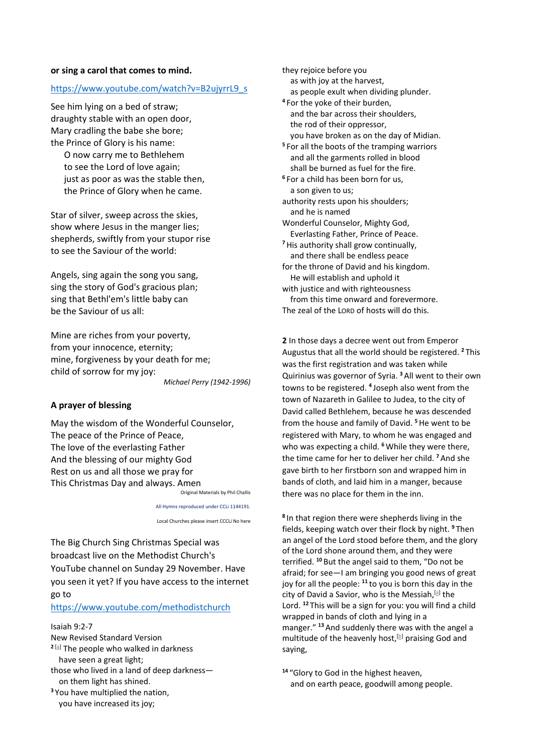**or sing a carol that comes to mind.**

https://www.youtube.com/watch?v=B2ujyrrL9_s

See him lying on a bed of straw;
draughty stable with an open door,
Mary cradling the babe she bore;
the Prince of Glory is his name:
O now carry me to Bethlehem
to see the Lord of love again;
just as poor as was the stable then,
the Prince of Glory when he came.

Star of silver, sweep across the skies,
show where Jesus in the manger lies;
shepherds, swiftly from your stupor rise
to see the Saviour of the world:

Angels, sing again the song you sang,
sing the story of God's gracious plan;
sing that Bethl'em's little baby can
be the Saviour of us all:

Mine are riches from your poverty,
from your innocence, eternity;
mine, forgiveness by your death for me;
child of sorrow for my joy:

*Michael Perry (1942-1996)*

**A prayer of blessing**

May the wisdom of the Wonderful Counselor,
The peace of the Prince of Peace,
The love of the everlasting Father
And the blessing of our mighty God
Rest on us and all those we pray for
This Christmas Day and always. Amen

Original Materials by Phil Challis

All Hymns reproduced under CCLi 1144191.

Local Churches please insert CCCLi No here

The Big Church Sing Christmas Special was broadcast live on the Methodist Church's YouTube channel on Sunday 29 November. Have you seen it yet? If you have access to the internet go to https://www.youtube.com/methodistchurch

Isaiah 9:2-7
New Revised Standard Version
[2] [a] The people who walked in darkness
have seen a great light;
those who lived in a land of deep darkness—
on them light has shined.
[3] You have multiplied the nation,
you have increased its joy;
they rejoice before you
as with joy at the harvest,
as people exult when dividing plunder.
[4] For the yoke of their burden,
and the bar across their shoulders,
the rod of their oppressor,
you have broken as on the day of Midian.
[5] For all the boots of the tramping warriors
and all the garments rolled in blood
shall be burned as fuel for the fire.
[6] For a child has been born for us,
a son given to us;
authority rests upon his shoulders;
and he is named
Wonderful Counselor, Mighty God,
Everlasting Father, Prince of Peace.
[7] His authority shall grow continually,
and there shall be endless peace
for the throne of David and his kingdom.
He will establish and uphold it
with justice and with righteousness
from this time onward and forevermore.
The zeal of the LORD of hosts will do this.

**2** In those days a decree went out from Emperor Augustus that all the world should be registered. [2] This was the first registration and was taken while Quirinius was governor of Syria. [3] All went to their own towns to be registered. [4] Joseph also went from the town of Nazareth in Galilee to Judea, to the city of David called Bethlehem, because he was descended from the house and family of David. [5] He went to be registered with Mary, to whom he was engaged and who was expecting a child. [6] While they were there, the time came for her to deliver her child. [7] And she gave birth to her firstborn son and wrapped him in bands of cloth, and laid him in a manger, because there was no place for them in the inn.

[8] In that region there were shepherds living in the fields, keeping watch over their flock by night. [9] Then an angel of the Lord stood before them, and the glory of the Lord shone around them, and they were terrified. [10] But the angel said to them, "Do not be afraid; for see—I am bringing you good news of great joy for all the people: [11] to you is born this day in the city of David a Savior, who is the Messiah,[a] the Lord. [12] This will be a sign for you: you will find a child wrapped in bands of cloth and lying in a manger." [13] And suddenly there was with the angel a multitude of the heavenly host,[b] praising God and saying,

[14] "Glory to God in the highest heaven,
and on earth peace, goodwill among people.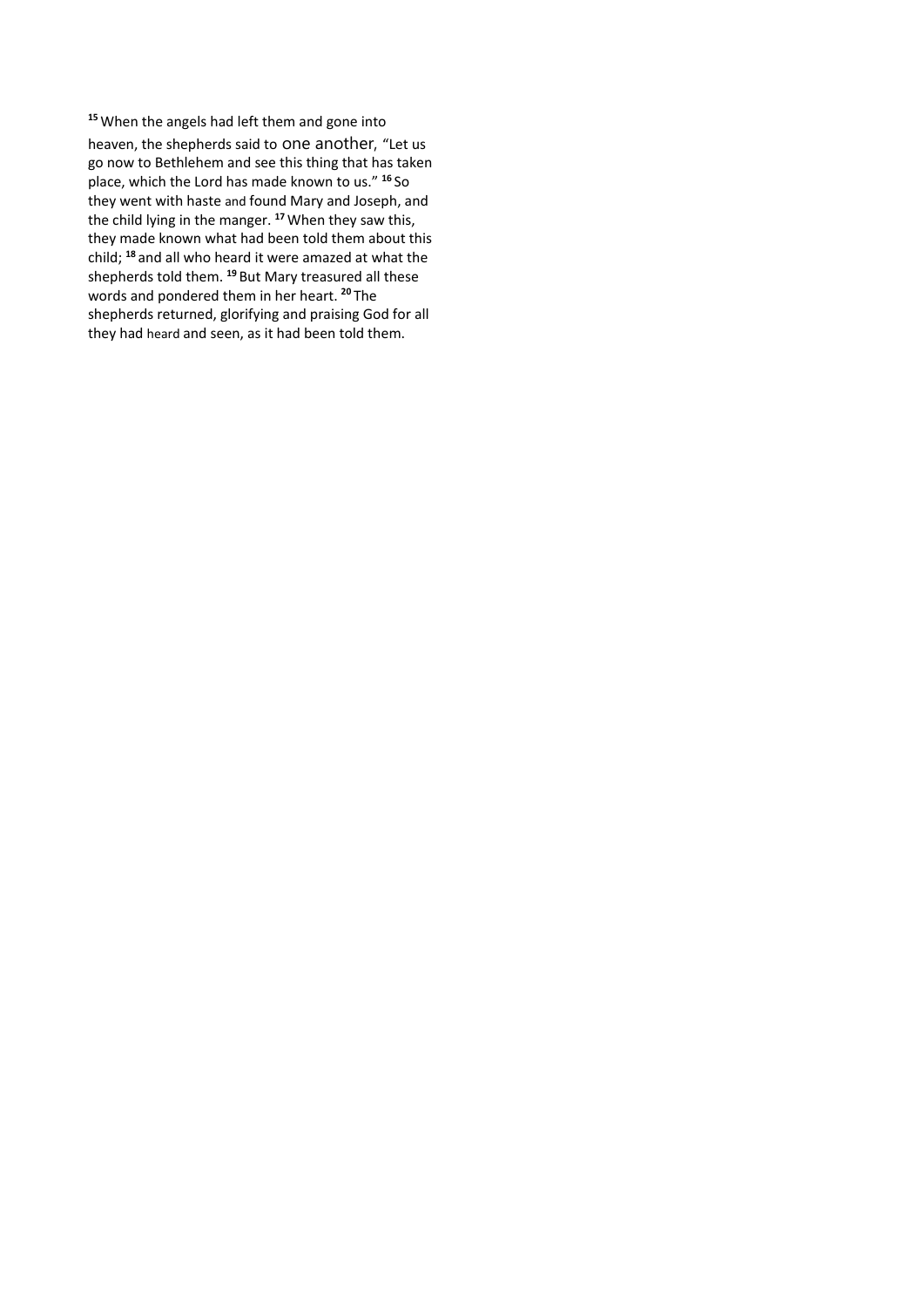[15] When the angels had left them and gone into heaven, the shepherds said to one another, "Let us go now to Bethlehem and see this thing that has taken place, which the Lord has made known to us." [16] So they went with haste and found Mary and Joseph, and the child lying in the manger. [17] When they saw this, they made known what had been told them about this child; [18] and all who heard it were amazed at what the shepherds told them. [19] But Mary treasured all these words and pondered them in her heart. [20] The shepherds returned, glorifying and praising God for all they had heard and seen, as it had been told them.